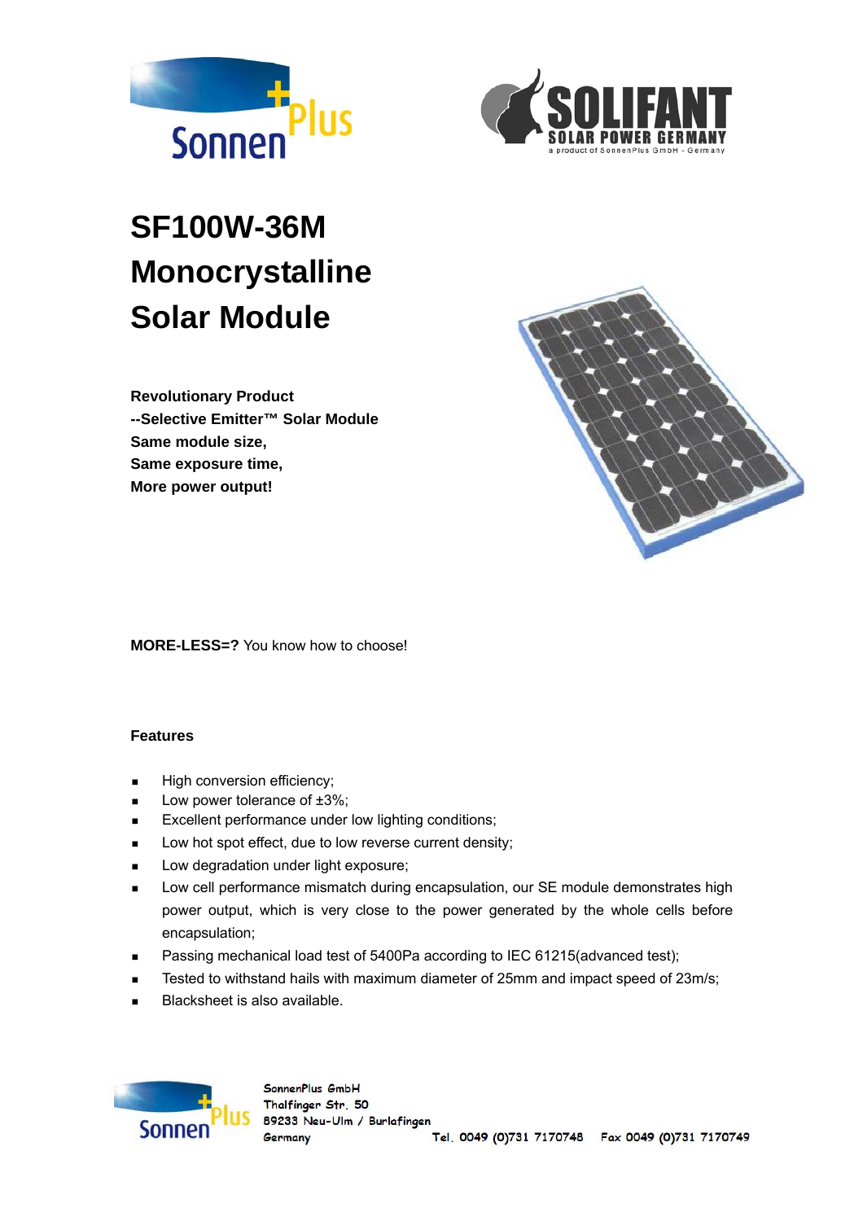# SF100W-36M Monocrystalline Solar Module

**Revolutionary Product**
**--Selective Emitter™ Solar Module**
**Same module size,**
**Same exposure time,**
**More power output!**

**MORE-LESS=?** You know how to choose!

## Features

- High conversion efficiency;
- Low power tolerance of ±3%;
- Excellent performance under low lighting conditions;
- Low hot spot effect, due to low reverse current density;
- Low degradation under light exposure;
- Low cell performance mismatch during encapsulation, our SE module demonstrates high power output, which is very close to the power generated by the whole cells before encapsulation;
- Passing mechanical load test of 5400Pa according to IEC 61215(advanced test);
- Tested to withstand hails with maximum diameter of 25mm and impact speed of 23m/s;
- Blacksheet is also available.

SonnenPlus GmbH
Thalfinger Str. 50
89233 Neu-Ulm / Burlafingen
Germany
Tel. 0049 (0)731 7170748 Fax 0049 (0)731 7170749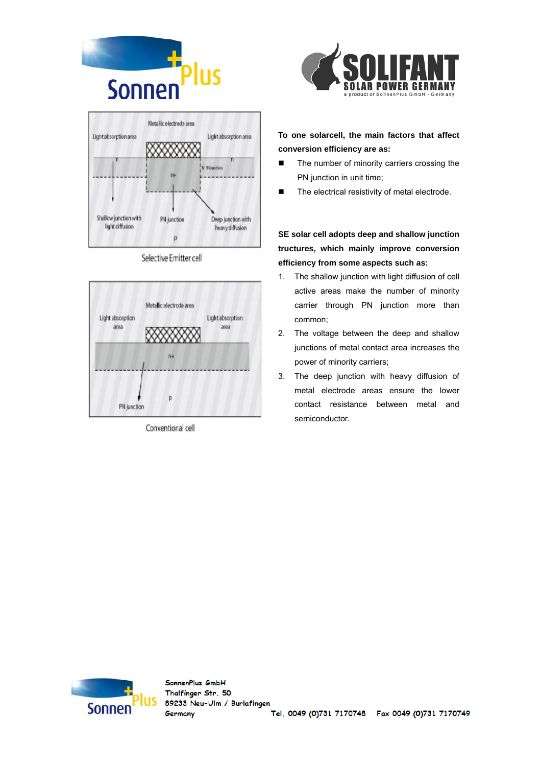Selective Emitter cell

Conventional cell

**To one solarcell, the main factors that affect conversion efficiency are as:**

- The number of minority carriers crossing the PN junction in unit time;
- The electrical resistivity of metal electrode.

**SE solar cell adopts deep and shallow junction tructures, which mainly improve conversion efficiency from some aspects such as:**

1. The shallow junction with light diffusion of cell active areas make the number of minority carrier through PN junction more than common;
2. The voltage between the deep and shallow junctions of metal contact area increases the power of minority carriers;
3. The deep junction with heavy diffusion of metal electrode areas ensure the lower contact resistance between metal and semiconductor.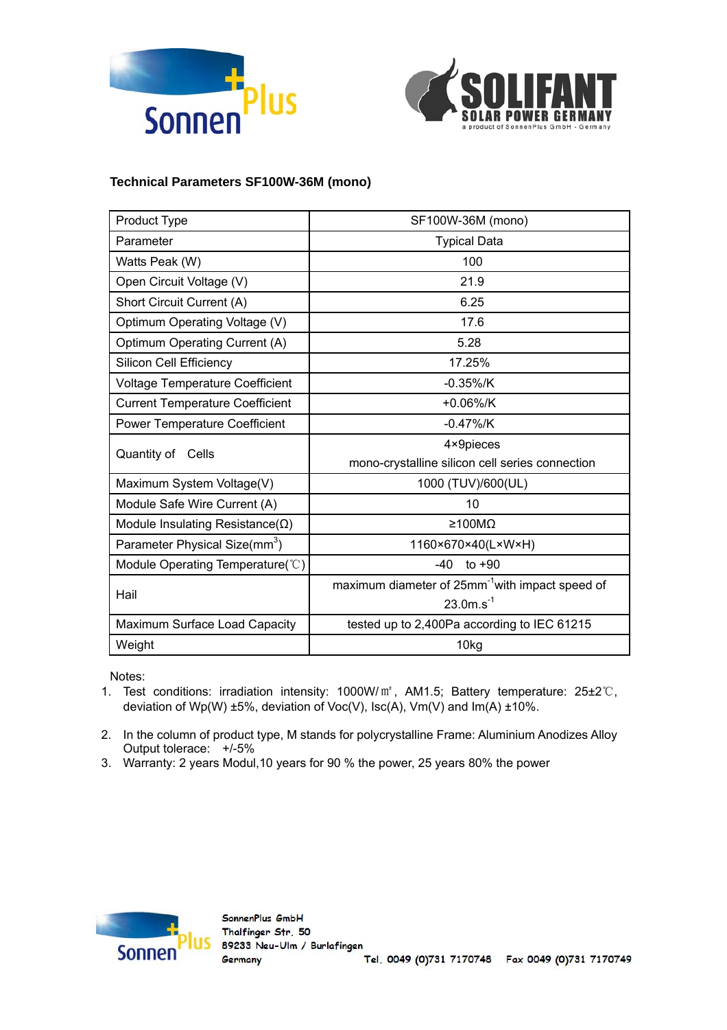**Technical Parameters SF100W-36M (mono)**

| Product Type | SF100W-36M (mono) |
|---|---|
| Parameter | Typical Data |
| Watts Peak (W) | 100 |
| Open Circuit Voltage (V) | 21.9 |
| Short Circuit Current (A) | 6.25 |
| Optimum Operating Voltage (V) | 17.6 |
| Optimum Operating Current (A) | 5.28 |
| Silicon Cell Efficiency | 17.25% |
| Voltage Temperature Coefficient | -0.35%/K |
| Current Temperature Coefficient | +0.06%/K |
| Power Temperature Coefficient | -0.47%/K |
| Quantity of Cells | 4×9pieces mono-crystalline silicon cell series connection |
| Maximum System Voltage(V) | 1000 (TUV)/600(UL) |
| Module Safe Wire Current (A) | 10 |
| Module Insulating Resistance(Ω) | ≥100MΩ |
| Parameter Physical Size($mm^3$) | 1160×670×40(L×W×H) |
| Module Operating Temperature(℃) | -40 to +90 |
| Hail | maximum diameter of 25$mm^{-1}$with impact speed of 23.0$m.s^{-1}$ |
| Maximum Surface Load Capacity | tested up to 2,400Pa according to IEC 61215 |
| Weight | 10kg |

Notes:

1. Test conditions: irradiation intensity: 1000W/㎡, AM1.5; Battery temperature: 25±2℃, deviation of Wp(W) ±5%, deviation of Voc(V), Isc(A), Vm(V) and Im(A) ±10%.
2. In the column of product type, M stands for polycrystalline Frame: Aluminium Anodizes Alloy Output tolerace: +/-5%
3. Warranty: 2 years Modul,10 years for 90 % the power, 25 years 80% the power

SonnenPlus GmbH
Thalfinger Str. 50
89233 Neu-Ulm / Burlafingen
Germany
Tel. 0049 (0)731 7170748 Fax 0049 (0)731 7170749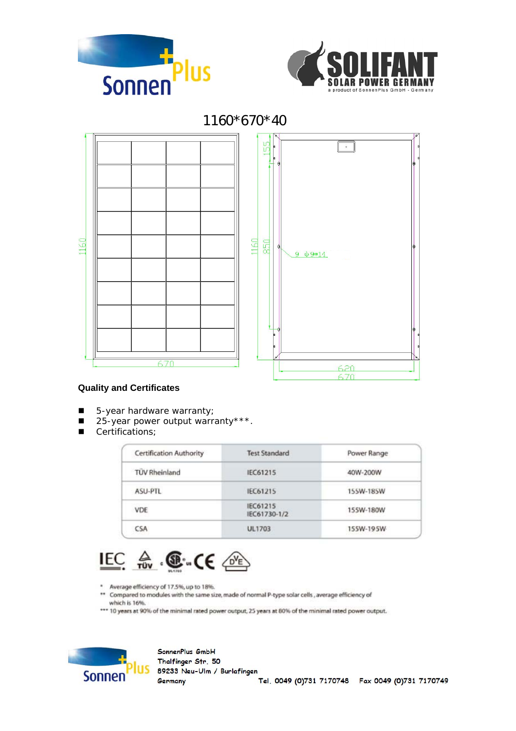1160*670*40

1160
670
155
1160
850
9 φ9*14
620
670

## Quality and Certificates

- 5-year hardware warranty;
- 25-year power output warranty***.
- Certifications;

| Certification Authority | Test Standard | Power Range |
|---|---|---|
| TÜV Rheinland | IEC61215 | 40W-200W |
| ASU-PTL | IEC61215 | 155W-185W |
| VDE | IEC61215<br>IEC61730-1/2 | 155W-180W |
| CSA | UL1703 | 155W-195W |

\* Average efficiency of 17.5%, up to 18%.

\*\* Compared to modules with the same size, made of normal P-type solar cells, average efficiency of which is 16%.

\*\*\* 10 years at 90% of the minimal rated power output, 25 years at 80% of the minimal rated power output.

SonnenPlus GmbH
Thalfinger Str. 50
89233 Neu-Ulm / Burlafingen
Germany

Tel. 0049 (0)731 7170748 Fax 0049 (0)731 7170749